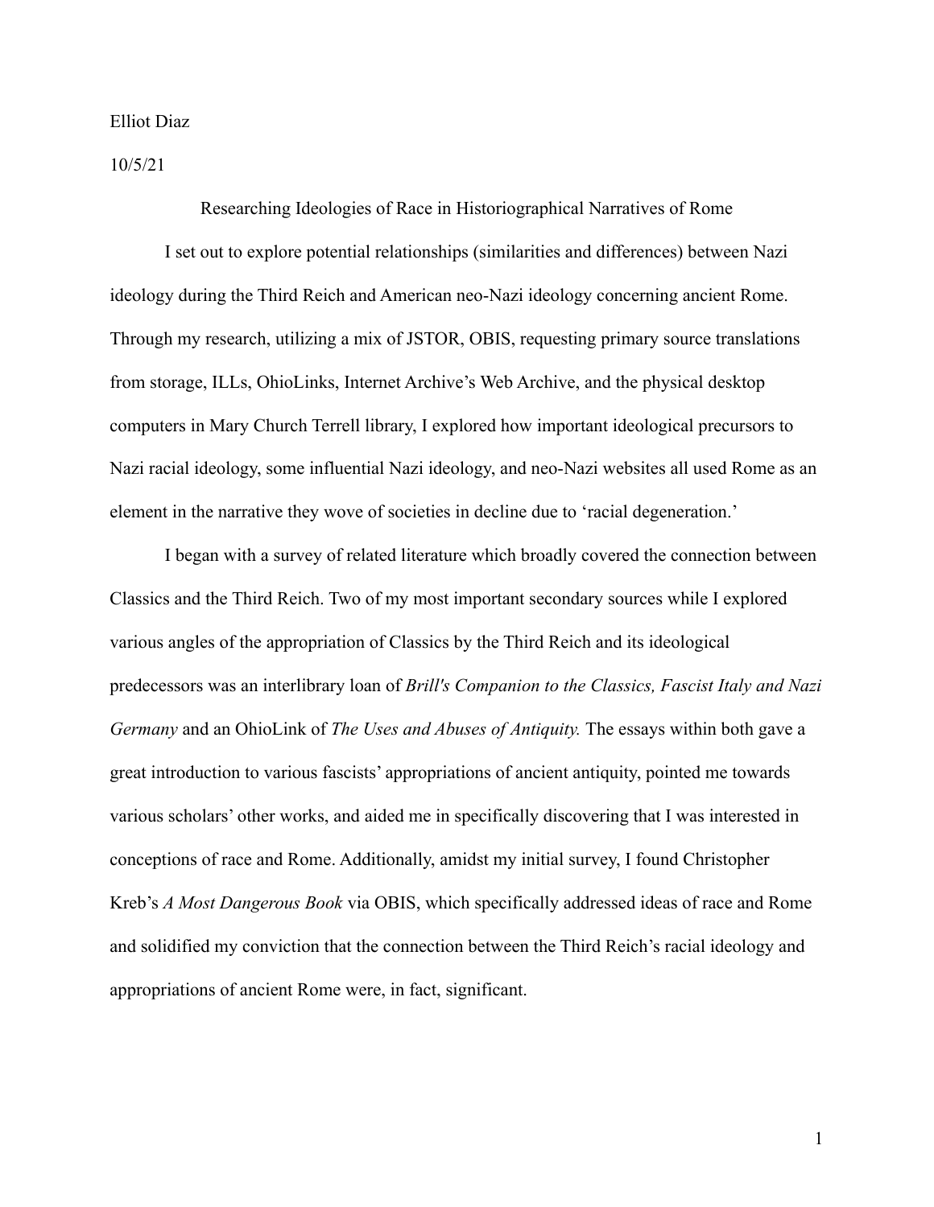Elliot Diaz

10/5/21

# Researching Ideologies of Race in Historiographical Narratives of Rome

I set out to explore potential relationships (similarities and differences) between Nazi ideology during the Third Reich and American neo-Nazi ideology concerning ancient Rome. Through my research, utilizing a mix of JSTOR, OBIS, requesting primary source translations from storage, ILLs, OhioLinks, Internet Archive's Web Archive, and the physical desktop computers in Mary Church Terrell library, I explored how important ideological precursors to Nazi racial ideology, some influential Nazi ideology, and neo-Nazi websites all used Rome as an element in the narrative they wove of societies in decline due to 'racial degeneration.'

I began with a survey of related literature which broadly covered the connection between Classics and the Third Reich. Two of my most important secondary sources while I explored various angles of the appropriation of Classics by the Third Reich and its ideological predecessors was an interlibrary loan of *Brill's Companion to the Classics, Fascist Italy and Nazi Germany* and an OhioLink of *The Uses and Abuses of Antiquity.* The essays within both gave a great introduction to various fascists' appropriations of ancient antiquity, pointed me towards various scholars' other works, and aided me in specifically discovering that I was interested in conceptions of race and Rome. Additionally, amidst my initial survey, I found Christopher Kreb's *A Most Dangerous Book* via OBIS, which specifically addressed ideas of race and Rome and solidified my conviction that the connection between the Third Reich's racial ideology and appropriations of ancient Rome were, in fact, significant.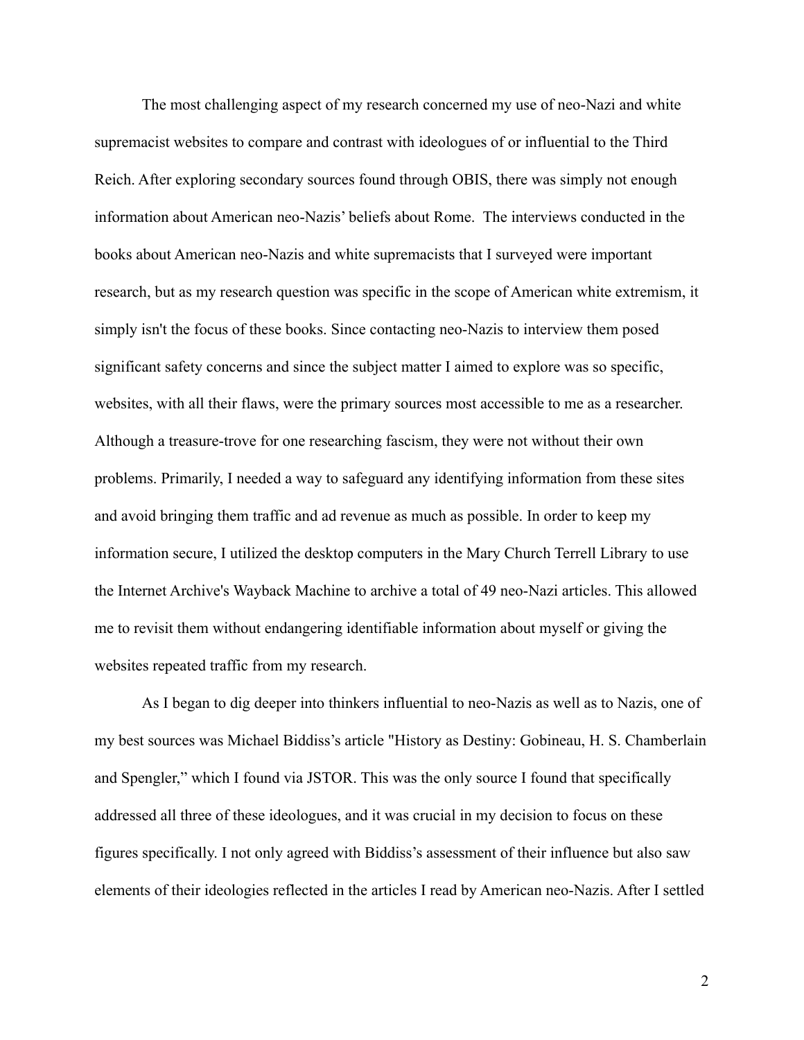The most challenging aspect of my research concerned my use of neo-Nazi and white supremacist websites to compare and contrast with ideologues of or influential to the Third Reich. After exploring secondary sources found through OBIS, there was simply not enough information about American neo-Nazis' beliefs about Rome. The interviews conducted in the books about American neo-Nazis and white supremacists that I surveyed were important research, but as my research question was specific in the scope of American white extremism, it simply isn't the focus of these books. Since contacting neo-Nazis to interview them posed significant safety concerns and since the subject matter I aimed to explore was so specific, websites, with all their flaws, were the primary sources most accessible to me as a researcher. Although a treasure-trove for one researching fascism, they were not without their own problems. Primarily, I needed a way to safeguard any identifying information from these sites and avoid bringing them traffic and ad revenue as much as possible. In order to keep my information secure, I utilized the desktop computers in the Mary Church Terrell Library to use the Internet Archive's Wayback Machine to archive a total of 49 neo-Nazi articles. This allowed me to revisit them without endangering identifiable information about myself or giving the websites repeated traffic from my research.

As I began to dig deeper into thinkers influential to neo-Nazis as well as to Nazis, one of my best sources was Michael Biddiss's article "History as Destiny: Gobineau, H. S. Chamberlain and Spengler," which I found via JSTOR. This was the only source I found that specifically addressed all three of these ideologues, and it was crucial in my decision to focus on these figures specifically. I not only agreed with Biddiss's assessment of their influence but also saw elements of their ideologies reflected in the articles I read by American neo-Nazis. After I settled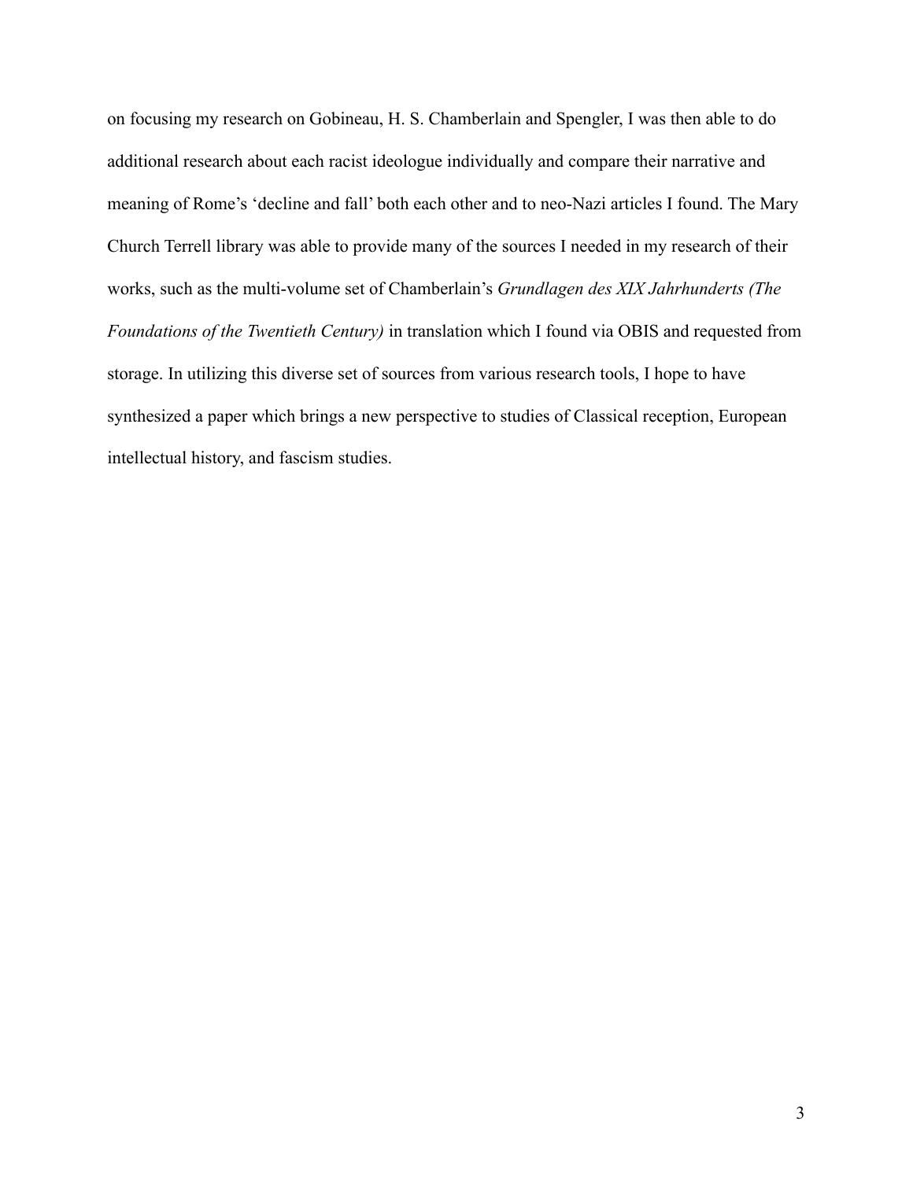on focusing my research on Gobineau, H. S. Chamberlain and Spengler, I was then able to do additional research about each racist ideologue individually and compare their narrative and meaning of Rome's 'decline and fall' both each other and to neo-Nazi articles I found. The Mary Church Terrell library was able to provide many of the sources I needed in my research of their works, such as the multi-volume set of Chamberlain's *Grundlagen des XIX Jahrhunderts (The Foundations of the Twentieth Century)* in translation which I found via OBIS and requested from storage. In utilizing this diverse set of sources from various research tools, I hope to have synthesized a paper which brings a new perspective to studies of Classical reception, European intellectual history, and fascism studies.